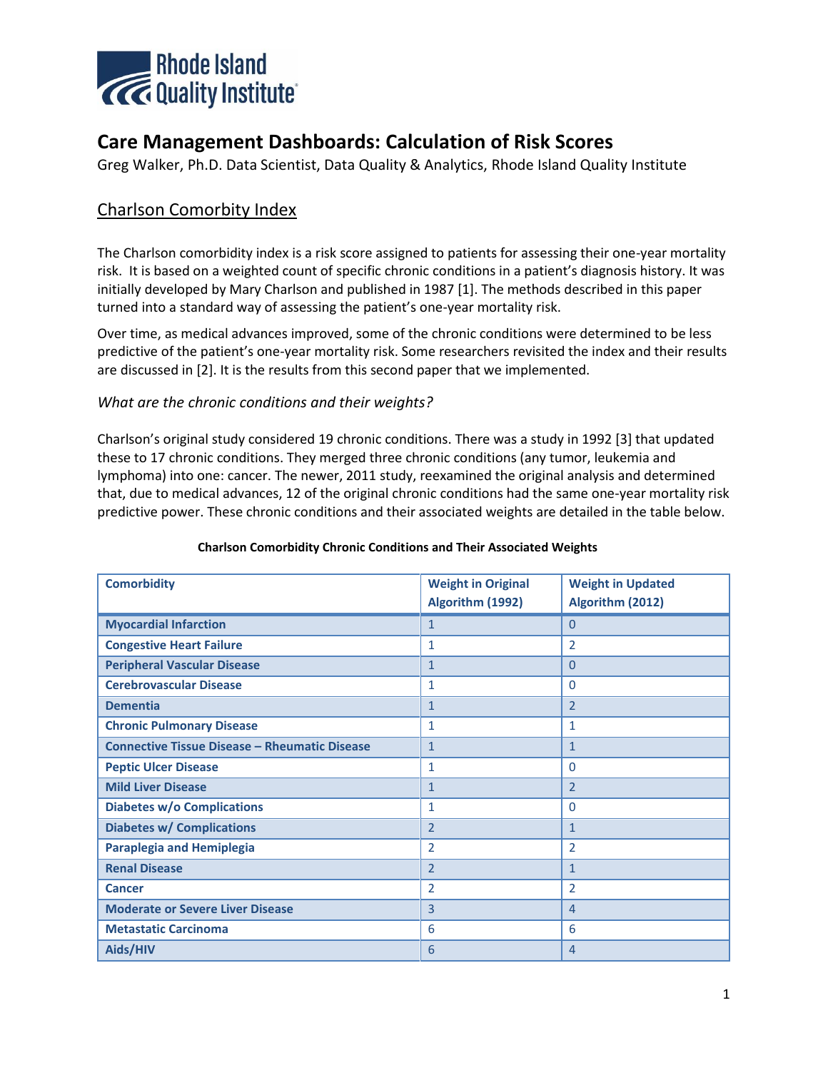Rhode Island Quality Institute

# Care Management Dashboards: Calculation of Risk Scores

Greg Walker, Ph.D. Data Scientist, Data Quality & Analytics, Rhode Island Quality Institute

## Charlson Comorbity Index

The Charlson comorbidity index is a risk score assigned to patients for assessing their one-year mortality risk. It is based on a weighted count of specific chronic conditions in a patient's diagnosis history. It was initially developed by Mary Charlson and published in 1987 [1]. The methods described in this paper turned into a standard way of assessing the patient's one-year mortality risk.

Over time, as medical advances improved, some of the chronic conditions were determined to be less predictive of the patient's one-year mortality risk. Some researchers revisited the index and their results are discussed in [2]. It is the results from this second paper that we implemented.

### *What are the chronic conditions and their weights?*

Charlson's original study considered 19 chronic conditions. There was a study in 1992 [3] that updated these to 17 chronic conditions. They merged three chronic conditions (any tumor, leukemia and lymphoma) into one: cancer. The newer, 2011 study, reexamined the original analysis and determined that, due to medical advances, 12 of the original chronic conditions had the same one-year mortality risk predictive power. These chronic conditions and their associated weights are detailed in the table below.

**Charlson Comorbidity Chronic Conditions and Their Associated Weights**

| Comorbidity | Weight in Original Algorithm (1992) | Weight in Updated Algorithm (2012) |
|---|---|---|
| Myocardial Infarction | 1 | 0 |
| Congestive Heart Failure | 1 | 2 |
| Peripheral Vascular Disease | 1 | 0 |
| Cerebrovascular Disease | 1 | 0 |
| Dementia | 1 | 2 |
| Chronic Pulmonary Disease | 1 | 1 |
| Connective Tissue Disease – Rheumatic Disease | 1 | 1 |
| Peptic Ulcer Disease | 1 | 0 |
| Mild Liver Disease | 1 | 2 |
| Diabetes w/o Complications | 1 | 0 |
| Diabetes w/ Complications | 2 | 1 |
| Paraplegia and Hemiplegia | 2 | 2 |
| Renal Disease | 2 | 1 |
| Cancer | 2 | 2 |
| Moderate or Severe Liver Disease | 3 | 4 |
| Metastatic Carcinoma | 6 | 6 |
| Aids/HIV | 6 | 4 |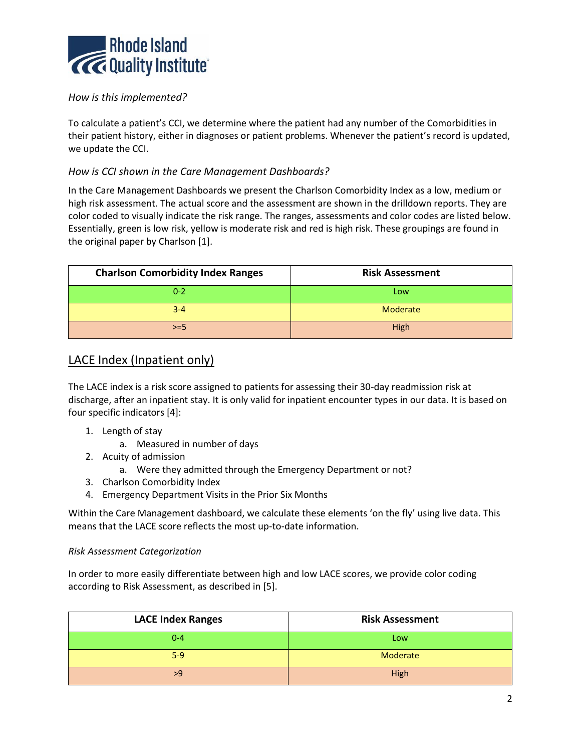*How is this implemented?*

To calculate a patient's CCI, we determine where the patient had any number of the Comorbidities in their patient history, either in diagnoses or patient problems. Whenever the patient's record is updated, we update the CCI.

### *How is CCI shown in the Care Management Dashboards?*

In the Care Management Dashboards we present the Charlson Comorbidity Index as a low, medium or high risk assessment. The actual score and the assessment are shown in the drilldown reports. They are color coded to visually indicate the risk range. The ranges, assessments and color codes are listed below. Essentially, green is low risk, yellow is moderate risk and red is high risk. These groupings are found in the original paper by Charlson [1].

| Charlson Comorbidity Index Ranges | Risk Assessment |
| --- | --- |
| 0-2 | Low |
| 3-4 | Moderate |
| >=5 | High |

## LACE Index (Inpatient only)

The LACE index is a risk score assigned to patients for assessing their 30-day readmission risk at discharge, after an inpatient stay. It is only valid for inpatient encounter types in our data. It is based on four specific indicators [4]:

1. Length of stay
   a. Measured in number of days
2. Acuity of admission
   a. Were they admitted through the Emergency Department or not?
3. Charlson Comorbidity Index
4. Emergency Department Visits in the Prior Six Months

Within the Care Management dashboard, we calculate these elements 'on the fly' using live data. This means that the LACE score reflects the most up-to-date information.

*Risk Assessment Categorization*

In order to more easily differentiate between high and low LACE scores, we provide color coding according to Risk Assessment, as described in [5].

| LACE Index Ranges | Risk Assessment |
| --- | --- |
| 0-4 | Low |
| 5-9 | Moderate |
| >9 | High |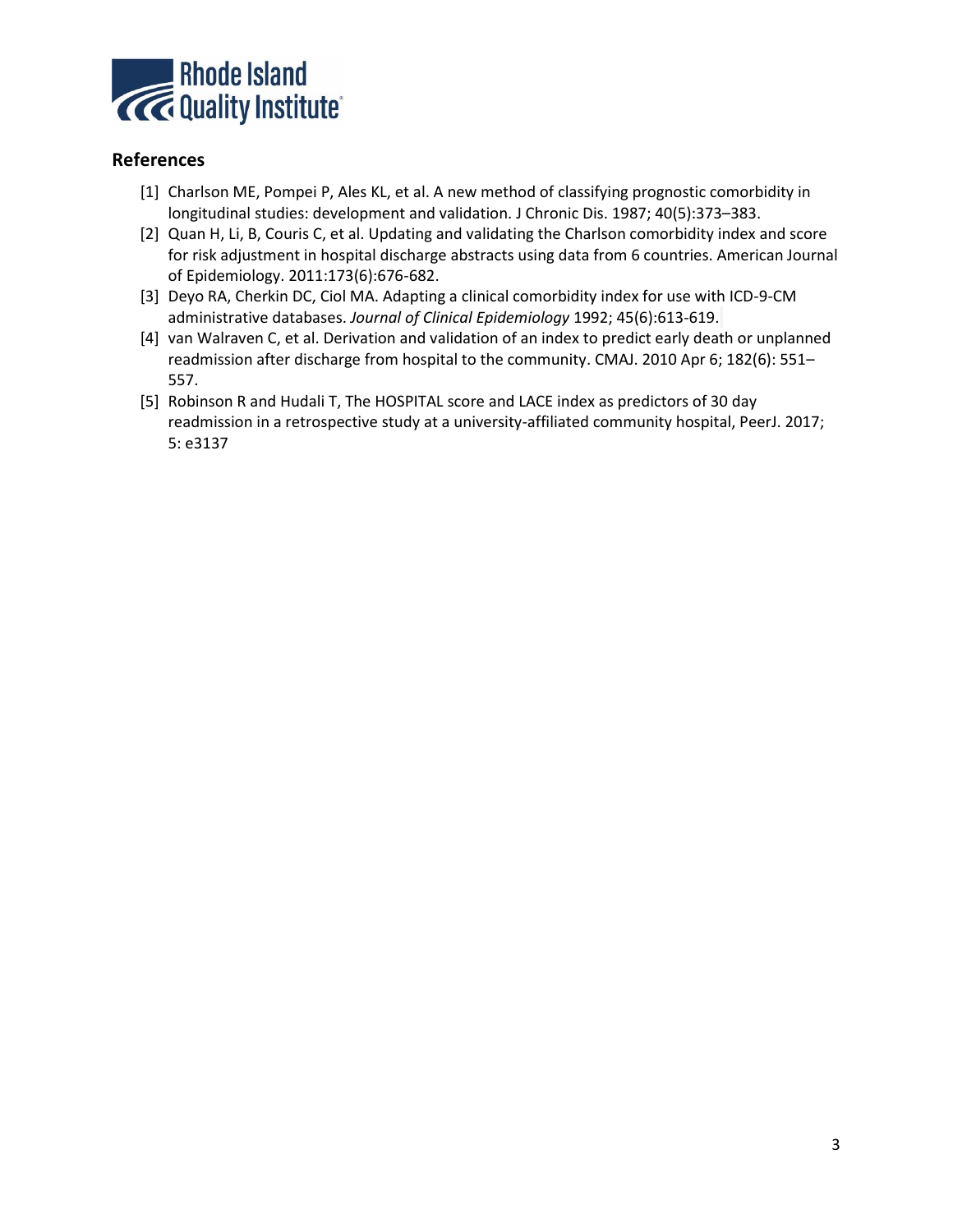## References

[1] Charlson ME, Pompei P, Ales KL, et al. A new method of classifying prognostic comorbidity in longitudinal studies: development and validation. J Chronic Dis. 1987; 40(5):373–383.

[2] Quan H, Li, B, Couris C, et al. Updating and validating the Charlson comorbidity index and score for risk adjustment in hospital discharge abstracts using data from 6 countries. American Journal of Epidemiology. 2011:173(6):676-682.

[3] Deyo RA, Cherkin DC, Ciol MA. Adapting a clinical comorbidity index for use with ICD-9-CM administrative databases. *Journal of Clinical Epidemiology* 1992; 45(6):613-619.

[4] van Walraven C, et al. Derivation and validation of an index to predict early death or unplanned readmission after discharge from hospital to the community. CMAJ. 2010 Apr 6; 182(6): 551–557.

[5] Robinson R and Hudali T, The HOSPITAL score and LACE index as predictors of 30 day readmission in a retrospective study at a university-affiliated community hospital, PeerJ. 2017; 5: e3137